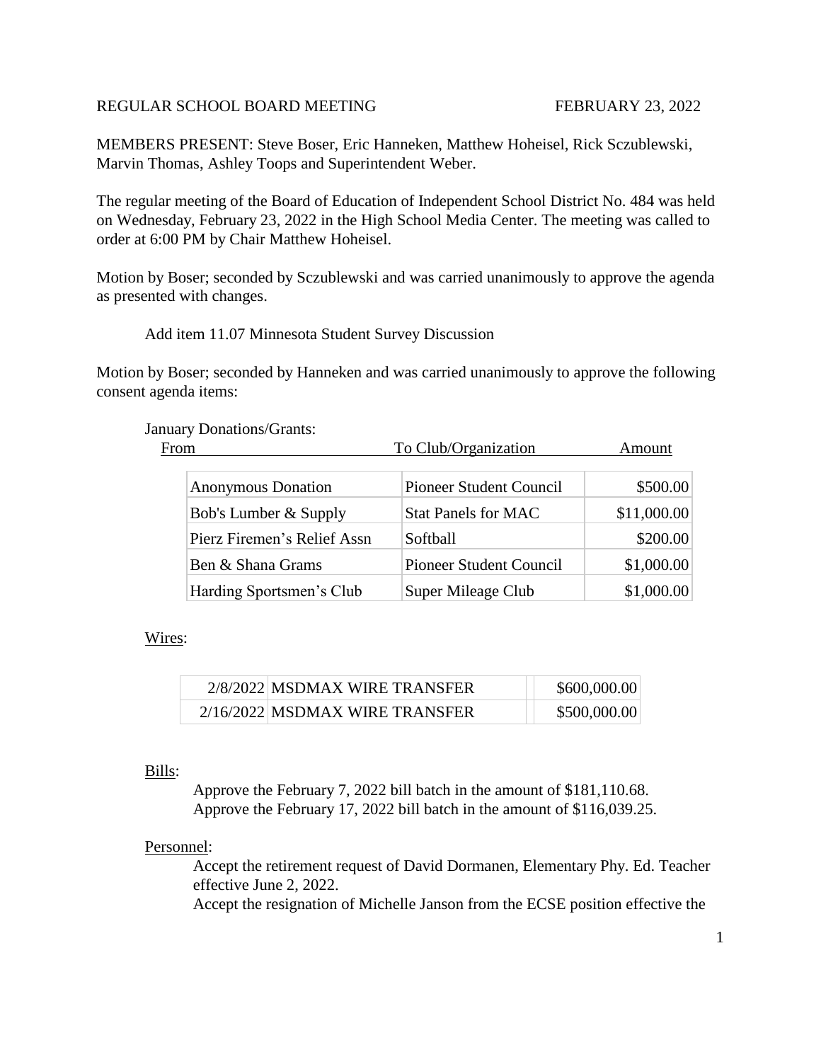REGULAR SCHOOL BOARD MEETING FEBRUARY 23, 2022

MEMBERS PRESENT: Steve Boser, Eric Hanneken, Matthew Hoheisel, Rick Sczublewski, Marvin Thomas, Ashley Toops and Superintendent Weber.

The regular meeting of the Board of Education of Independent School District No. 484 was held on Wednesday, February 23, 2022 in the High School Media Center. The meeting was called to order at 6:00 PM by Chair Matthew Hoheisel.

Motion by Boser; seconded by Sczublewski and was carried unanimously to approve the agenda as presented with changes.

Add item 11.07 Minnesota Student Survey Discussion

Motion by Boser; seconded by Hanneken and was carried unanimously to approve the following consent agenda items:

January Donations/Grants:

| From | To Club/Organization | Amount |
|---|---|---|
| Anonymous Donation | Pioneer Student Council | $500.00 |
| Bob's Lumber & Supply | Stat Panels for MAC | $11,000.00 |
| Pierz Firemen's Relief Assn | Softball | $200.00 |
| Ben & Shana Grams | Pioneer Student Council | $1,000.00 |
| Harding Sportsmen's Club | Super Mileage Club | $1,000.00 |

Wires:

| Date | Description | Amount |
|---|---|---|
| 2/8/2022 | MSDMAX WIRE TRANSFER | $600,000.00 |
| 2/16/2022 | MSDMAX WIRE TRANSFER | $500,000.00 |

Bills:

Approve the February 7, 2022 bill batch in the amount of $181,110.68.
Approve the February 17, 2022 bill batch in the amount of $116,039.25.

Personnel:

Accept the retirement request of David Dormanen, Elementary Phy. Ed. Teacher effective June 2, 2022.
Accept the resignation of Michelle Janson from the ECSE position effective the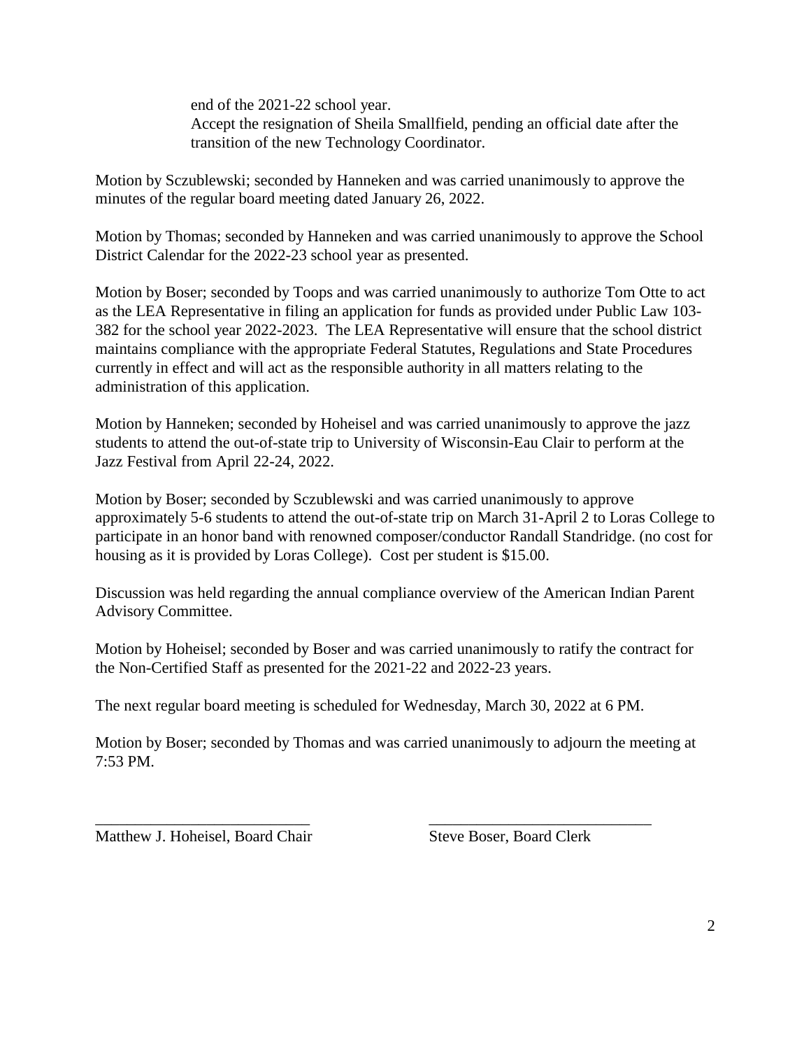end of the 2021-22 school year.
Accept the resignation of Sheila Smallfield, pending an official date after the transition of the new Technology Coordinator.

Motion by Sczublewski; seconded by Hanneken and was carried unanimously to approve the minutes of the regular board meeting dated January 26, 2022.

Motion by Thomas; seconded by Hanneken and was carried unanimously to approve the School District Calendar for the 2022-23 school year as presented.

Motion by Boser; seconded by Toops and was carried unanimously to authorize Tom Otte to act as the LEA Representative in filing an application for funds as provided under Public Law 103-382 for the school year 2022-2023. The LEA Representative will ensure that the school district maintains compliance with the appropriate Federal Statutes, Regulations and State Procedures currently in effect and will act as the responsible authority in all matters relating to the administration of this application.

Motion by Hanneken; seconded by Hoheisel and was carried unanimously to approve the jazz students to attend the out-of-state trip to University of Wisconsin-Eau Clair to perform at the Jazz Festival from April 22-24, 2022.

Motion by Boser; seconded by Sczublewski and was carried unanimously to approve approximately 5-6 students to attend the out-of-state trip on March 31-April 2 to Loras College to participate in an honor band with renowned composer/conductor Randall Standridge. (no cost for housing as it is provided by Loras College). Cost per student is $15.00.

Discussion was held regarding the annual compliance overview of the American Indian Parent Advisory Committee.

Motion by Hoheisel; seconded by Boser and was carried unanimously to ratify the contract for the Non-Certified Staff as presented for the 2021-22 and 2022-23 years.

The next regular board meeting is scheduled for Wednesday, March 30, 2022 at 6 PM.

Motion by Boser; seconded by Thomas and was carried unanimously to adjourn the meeting at 7:53 PM.

\_\_\_\_\_\_\_\_\_\_\_\_\_\_\_\_\_\_\_\_\_\_\_\_\_\_\_\_ \_\_\_\_\_\_\_\_\_\_\_\_\_\_\_\_\_\_\_\_\_\_\_\_\_\_\_\_\_\_

Matthew J. Hoheisel, Board Chair Steve Boser, Board Clerk